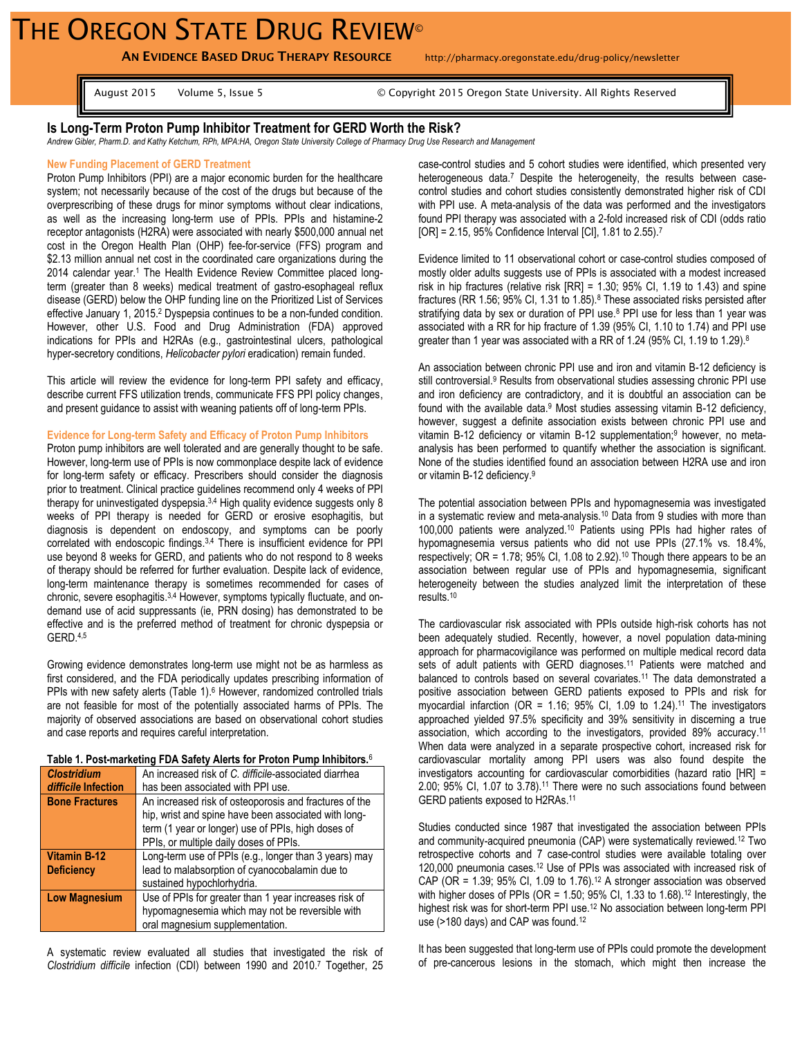# THE OREGON STATE DRUG REVIEW©

**AN EVIDENCE BASED DRUG THERAPY RESOURCE** http://pharmacy.oregonstate.edu/drug-policy/newsletter

August 2015 Volume 5, Issue 5 © Copyright 2015 Oregon State University. All Rights Reserved

## Is Long-Term Proton Pump Inhibitor Treatment for GERD Worth the Risk?

*Andrew Gibler, Pharm.D. and Kathy Ketchum, RPh, MPA:HA, Oregon State University College of Pharmacy Drug Use Research and Management*

### New Funding Placement of GERD Treatment

Proton Pump Inhibitors (PPI) are a major economic burden for the healthcare system; not necessarily because of the cost of the drugs but because of the overprescribing of these drugs for minor symptoms without clear indications, as well as the increasing long-term use of PPIs. PPIs and histamine-2 receptor antagonists (H2RA) were associated with nearly $500,000 annual net cost in the Oregon Health Plan (OHP) fee-for-service (FFS) program and $2.13 million annual net cost in the coordinated care organizations during the 2014 calendar year.[1] The Health Evidence Review Committee placed long-term (greater than 8 weeks) medical treatment of gastro-esophageal reflux disease (GERD) below the OHP funding line on the Prioritized List of Services effective January 1, 2015.[2] Dyspepsia continues to be a non-funded condition. However, other U.S. Food and Drug Administration (FDA) approved indications for PPIs and H2RAs (e.g., gastrointestinal ulcers, pathological hyper-secretory conditions, *Helicobacter pylori* eradication) remain funded.

This article will review the evidence for long-term PPI safety and efficacy, describe current FFS utilization trends, communicate FFS PPI policy changes, and present guidance to assist with weaning patients off of long-term PPIs.

### Evidence for Long-term Safety and Efficacy of Proton Pump Inhibitors

Proton pump inhibitors are well tolerated and are generally thought to be safe. However, long-term use of PPIs is now commonplace despite lack of evidence for long-term safety or efficacy. Prescribers should consider the diagnosis prior to treatment. Clinical practice guidelines recommend only 4 weeks of PPI therapy for uninvestigated dyspepsia.[3,4] High quality evidence suggests only 8 weeks of PPI therapy is needed for GERD or erosive esophagitis, but diagnosis is dependent on endoscopy, and symptoms can be poorly correlated with endoscopic findings.[3,4] There is insufficient evidence for PPI use beyond 8 weeks for GERD, and patients who do not respond to 8 weeks of therapy should be referred for further evaluation. Despite lack of evidence, long-term maintenance therapy is sometimes recommended for cases of chronic, severe esophagitis.[3,4] However, symptoms typically fluctuate, and on-demand use of acid suppressants (ie, PRN dosing) has demonstrated to be effective and is the preferred method of treatment for chronic dyspepsia or GERD.[4,5]

Growing evidence demonstrates long-term use might not be as harmless as first considered, and the FDA periodically updates prescribing information of PPIs with new safety alerts (Table 1).[6] However, randomized controlled trials are not feasible for most of the potentially associated harms of PPIs. The majority of observed associations are based on observational cohort studies and case reports and requires careful interpretation.

**Table 1. Post-marketing FDA Safety Alerts for Proton Pump Inhibitors.**[6]

| | |
|---|---|
| ***Clostridium difficile* Infection** | An increased risk of *C. difficile*-associated diarrhea has been associated with PPI use. |
| **Bone Fractures** | An increased risk of osteoporosis and fractures of the hip, wrist and spine have been associated with long-term (1 year or longer) use of PPIs, high doses of PPIs, or multiple daily doses of PPIs. |
| **Vitamin B-12 Deficiency** | Long-term use of PPIs (e.g., longer than 3 years) may lead to malabsorption of cyanocobalamin due to sustained hypochlorhydria. |
| **Low Magnesium** | Use of PPIs for greater than 1 year increases risk of hypomagnesemia which may not be reversible with oral magnesium supplementation. |

A systematic review evaluated all studies that investigated the risk of *Clostridium difficile* infection (CDI) between 1990 and 2010.[7] Together, 25 case-control studies and 5 cohort studies were identified, which presented very heterogeneous data.[7] Despite the heterogeneity, the results between case-control studies and cohort studies consistently demonstrated higher risk of CDI with PPI use. A meta-analysis of the data was performed and the investigators found PPI therapy was associated with a 2-fold increased risk of CDI (odds ratio [OR] = 2.15, 95% Confidence Interval [CI], 1.81 to 2.55).[7]

Evidence limited to 11 observational cohort or case-control studies composed of mostly older adults suggests use of PPIs is associated with a modest increased risk in hip fractures (relative risk [RR] = 1.30; 95% CI, 1.19 to 1.43) and spine fractures (RR 1.56; 95% CI, 1.31 to 1.85).[8] These associated risks persisted after stratifying data by sex or duration of PPI use.[8] PPI use for less than 1 year was associated with a RR for hip fracture of 1.39 (95% CI, 1.10 to 1.74) and PPI use greater than 1 year was associated with a RR of 1.24 (95% CI, 1.19 to 1.29).[8]

An association between chronic PPI use and iron and vitamin B-12 deficiency is still controversial.[9] Results from observational studies assessing chronic PPI use and iron deficiency are contradictory, and it is doubtful an association can be found with the available data.[9] Most studies assessing vitamin B-12 deficiency, however, suggest a definite association exists between chronic PPI use and vitamin B-12 deficiency or vitamin B-12 supplementation;[9] however, no meta-analysis has been performed to quantify whether the association is significant. None of the studies identified found an association between H2RA use and iron or vitamin B-12 deficiency.[9]

The potential association between PPIs and hypomagnesemia was investigated in a systematic review and meta-analysis.[10] Data from 9 studies with more than 100,000 patients were analyzed.[10] Patients using PPIs had higher rates of hypomagnesemia versus patients who did not use PPIs (27.1% vs. 18.4%, respectively; OR = 1.78; 95% CI, 1.08 to 2.92).[10] Though there appears to be an association between regular use of PPIs and hypomagnesemia, significant heterogeneity between the studies analyzed limit the interpretation of these results.[10]

The cardiovascular risk associated with PPIs outside high-risk cohorts has not been adequately studied. Recently, however, a novel population data-mining approach for pharmacovigilance was performed on multiple medical record data sets of adult patients with GERD diagnoses.[11] Patients were matched and balanced to controls based on several covariates.[11] The data demonstrated a positive association between GERD patients exposed to PPIs and risk for myocardial infarction (OR = 1.16; 95% CI, 1.09 to 1.24).[11] The investigators approached yielded 97.5% specificity and 39% sensitivity in discerning a true association, which according to the investigators, provided 89% accuracy.[11] When data were analyzed in a separate prospective cohort, increased risk for cardiovascular mortality among PPI users was also found despite the investigators accounting for cardiovascular comorbidities (hazard ratio [HR] = 2.00; 95% CI, 1.07 to 3.78).[11] There were no such associations found between GERD patients exposed to H2RAs.[11]

Studies conducted since 1987 that investigated the association between PPIs and community-acquired pneumonia (CAP) were systematically reviewed.[12] Two retrospective cohorts and 7 case-control studies were available totaling over 120,000 pneumonia cases.[12] Use of PPIs was associated with increased risk of CAP (OR = 1.39; 95% CI, 1.09 to 1.76).[12] A stronger association was observed with higher doses of PPIs (OR = 1.50; 95% CI, 1.33 to 1.68).[12] Interestingly, the highest risk was for short-term PPI use.[12] No association between long-term PPI use (>180 days) and CAP was found.[12]

It has been suggested that long-term use of PPIs could promote the development of pre-cancerous lesions in the stomach, which might then increase the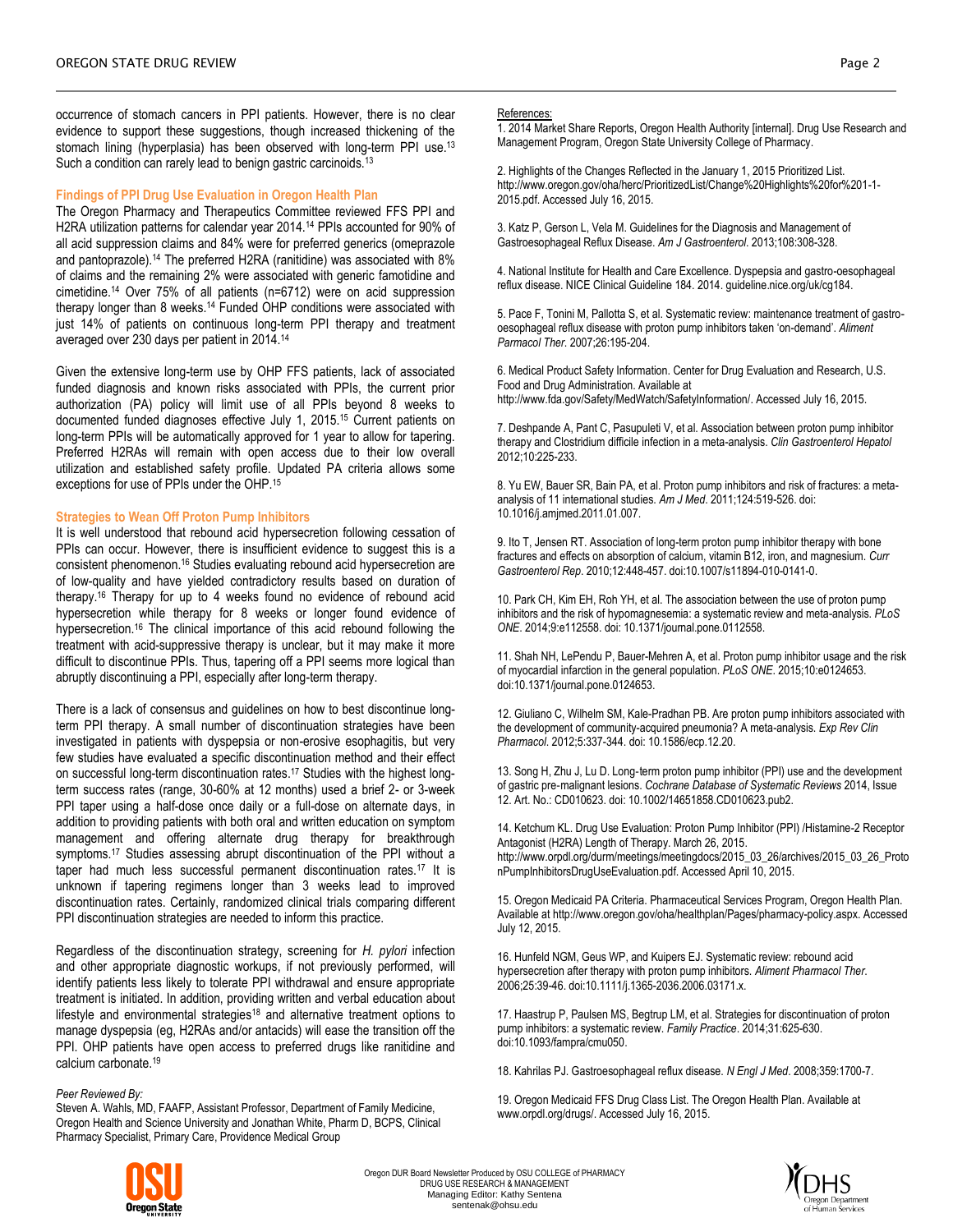occurrence of stomach cancers in PPI patients. However, there is no clear evidence to support these suggestions, though increased thickening of the stomach lining (hyperplasia) has been observed with long-term PPI use.[13] Such a condition can rarely lead to benign gastric carcinoids.[13]

### Findings of PPI Drug Use Evaluation in Oregon Health Plan

The Oregon Pharmacy and Therapeutics Committee reviewed FFS PPI and H2RA utilization patterns for calendar year 2014.[14] PPIs accounted for 90% of all acid suppression claims and 84% were for preferred generics (omeprazole and pantoprazole).[14] The preferred H2RA (ranitidine) was associated with 8% of claims and the remaining 2% were associated with generic famotidine and cimetidine.[14] Over 75% of all patients (n=6712) were on acid suppression therapy longer than 8 weeks.[14] Funded OHP conditions were associated with just 14% of patients on continuous long-term PPI therapy and treatment averaged over 230 days per patient in 2014.[14]

Given the extensive long-term use by OHP FFS patients, lack of associated funded diagnosis and known risks associated with PPIs, the current prior authorization (PA) policy will limit use of all PPIs beyond 8 weeks to documented funded diagnoses effective July 1, 2015.[15] Current patients on long-term PPIs will be automatically approved for 1 year to allow for tapering. Preferred H2RAs will remain with open access due to their low overall utilization and established safety profile. Updated PA criteria allows some exceptions for use of PPIs under the OHP.[15]

### Strategies to Wean Off Proton Pump Inhibitors

It is well understood that rebound acid hypersecretion following cessation of PPIs can occur. However, there is insufficient evidence to suggest this is a consistent phenomenon.[16] Studies evaluating rebound acid hypersecretion are of low-quality and have yielded contradictory results based on duration of therapy.[16] Therapy for up to 4 weeks found no evidence of rebound acid hypersecretion while therapy for 8 weeks or longer found evidence of hypersecretion.[16] The clinical importance of this acid rebound following the treatment with acid-suppressive therapy is unclear, but it may make it more difficult to discontinue PPIs. Thus, tapering off a PPI seems more logical than abruptly discontinuing a PPI, especially after long-term therapy.

There is a lack of consensus and guidelines on how to best discontinue long-term PPI therapy. A small number of discontinuation strategies have been investigated in patients with dyspepsia or non-erosive esophagitis, but very few studies have evaluated a specific discontinuation method and their effect on successful long-term discontinuation rates.[17] Studies with the highest long-term success rates (range, 30-60% at 12 months) used a brief 2- or 3-week PPI taper using a half-dose once daily or a full-dose on alternate days, in addition to providing patients with both oral and written education on symptom management and offering alternate drug therapy for breakthrough symptoms.[17] Studies assessing abrupt discontinuation of the PPI without a taper had much less successful permanent discontinuation rates.[17] It is unknown if tapering regimens longer than 3 weeks lead to improved discontinuation rates. Certainly, randomized clinical trials comparing different PPI discontinuation strategies are needed to inform this practice.

Regardless of the discontinuation strategy, screening for *H. pylori* infection and other appropriate diagnostic workups, if not previously performed, will identify patients less likely to tolerate PPI withdrawal and ensure appropriate treatment is initiated. In addition, providing written and verbal education about lifestyle and environmental strategies[18] and alternative treatment options to manage dyspepsia (eg, H2RAs and/or antacids) will ease the transition off the PPI. OHP patients have open access to preferred drugs like ranitidine and calcium carbonate.[19]

*Peer Reviewed By:*

Steven A. Wahls, MD, FAAFP, Assistant Professor, Department of Family Medicine, Oregon Health and Science University and Jonathan White, Pharm D, BCPS, Clinical Pharmacy Specialist, Primary Care, Providence Medical Group

References:

1. 2014 Market Share Reports, Oregon Health Authority [internal]. Drug Use Research and Management Program, Oregon State University College of Pharmacy.

2. Highlights of the Changes Reflected in the January 1, 2015 Prioritized List. http://www.oregon.gov/oha/herc/PrioritizedList/Change%20Highlights%20for%201-1-2015.pdf. Accessed July 16, 2015.

3. Katz P, Gerson L, Vela M. Guidelines for the Diagnosis and Management of Gastroesophageal Reflux Disease. *Am J Gastroenterol*. 2013;108:308-328.

4. National Institute for Health and Care Excellence. Dyspepsia and gastro-oesophageal reflux disease. NICE Clinical Guideline 184. 2014. guideline.nice.org.uk/cg184.

5. Pace F, Tonini M, Pallotta S, et al. Systematic review: maintenance treatment of gastro-oesophageal reflux disease with proton pump inhibitors taken 'on-demand'. *Aliment Parmacol Ther*. 2007;26:195-204.

6. Medical Product Safety Information. Center for Drug Evaluation and Research, U.S. Food and Drug Administration. Available at http://www.fda.gov/Safety/MedWatch/SafetyInformation/. Accessed July 16, 2015.

7. Deshpande A, Pant C, Pasupuleti V, et al. Association between proton pump inhibitor therapy and Clostridium difficile infection in a meta-analysis. *Clin Gastroenterol Hepatol* 2012;10:225-233.

8. Yu EW, Bauer SR, Bain PA, et al. Proton pump inhibitors and risk of fractures: a meta-analysis of 11 international studies. *Am J Med*. 2011;124:519-526. doi: 10.1016/j.amjmed.2011.01.007.

9. Ito T, Jensen RT. Association of long-term proton pump inhibitor therapy with bone fractures and effects on absorption of calcium, vitamin B12, iron, and magnesium. *Curr Gastroenterol Rep*. 2010;12:448-457. doi:10.1007/s11894-010-0141-0.

10. Park CH, Kim EH, Roh YH, et al. The association between the use of proton pump inhibitors and the risk of hypomagnesemia: a systematic review and meta-analysis. *PLoS ONE*. 2014;9:e112558. doi: 10.1371/journal.pone.0112558.

11. Shah NH, LePendu P, Bauer-Mehren A, et al. Proton pump inhibitor usage and the risk of myocardial infarction in the general population. *PLoS ONE*. 2015;10:e0124653. doi:10.1371/journal.pone.0124653.

12. Giuliano C, Wilhelm SM, Kale-Pradhan PB. Are proton pump inhibitors associated with the development of community-acquired pneumonia? A meta-analysis. *Exp Rev Clin Pharmacol*. 2012;5:337-344. doi: 10.1586/ecp.12.20.

13. Song H, Zhu J, Lu D. Long-term proton pump inhibitor (PPI) use and the development of gastric pre-malignant lesions. *Cochrane Database of Systematic Reviews* 2014, Issue 12. Art. No.: CD010623. doi: 10.1002/14651858.CD010623.pub2.

14. Ketchum KL. Drug Use Evaluation: Proton Pump Inhibitor (PPI) /Histamine-2 Receptor Antagonist (H2RA) Length of Therapy. March 26, 2015. http://www.orpdl.org/durm/meetings/meetingdocs/2015_03_26/archives/2015_03_26_ProtonPumpInhibitorsDrugUseEvaluation.pdf. Accessed April 10, 2015.

15. Oregon Medicaid PA Criteria. Pharmaceutical Services Program, Oregon Health Plan. Available at http://www.oregon.gov/oha/healthplan/Pages/pharmacy-policy.aspx. Accessed July 12, 2015.

16. Hunfeld NGM, Geus WP, and Kuipers EJ. Systematic review: rebound acid hypersecretion after therapy with proton pump inhibitors. *Aliment Pharmacol Ther*. 2006;25:39-46. doi:10.1111/j.1365-2036.2006.03171.x.

17. Haastrup P, Paulsen MS, Begtrup LM, et al. Strategies for discontinuation of proton pump inhibitors: a systematic review. *Family Practice*. 2014;31:625-630. doi:10.1093/fampra/cmu050.

18. Kahrilas PJ. Gastroesophageal reflux disease. *N Engl J Med*. 2008;359:1700-7.

19. Oregon Medicaid FFS Drug Class List. The Oregon Health Plan. Available at www.orpdl.org/drugs/. Accessed July 16, 2015.

Oregon DUR Board Newsletter Produced by OSU COLLEGE of PHARMACY
DRUG USE RESEARCH & MANAGEMENT
Managing Editor: Kathy Sentena
sentenak@ohsu.edu